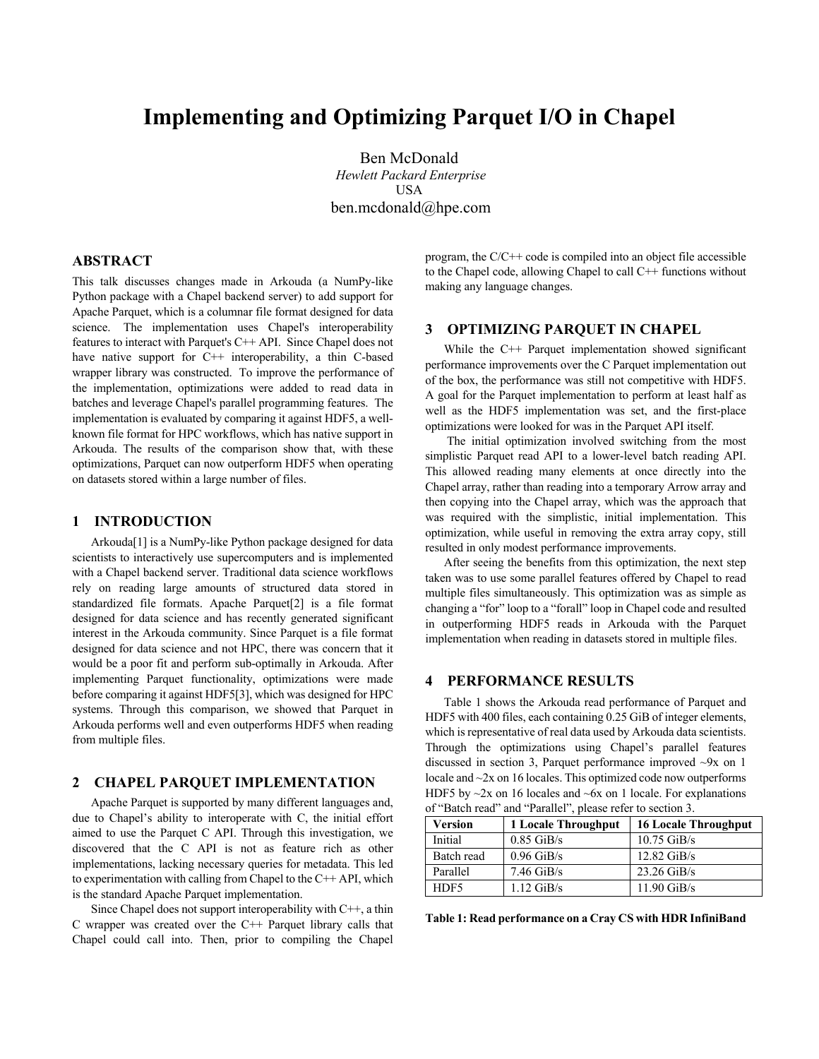# Implementing and Optimizing Parquet I/O in Chapel

Ben McDonald
*Hewlett Packard Enterprise*
USA
ben.mcdonald@hpe.com

## ABSTRACT

This talk discusses changes made in Arkouda (a NumPy-like Python package with a Chapel backend server) to add support for Apache Parquet, which is a columnar file format designed for data science. The implementation uses Chapel's interoperability features to interact with Parquet's C++ API. Since Chapel does not have native support for C++ interoperability, a thin C-based wrapper library was constructed. To improve the performance of the implementation, optimizations were added to read data in batches and leverage Chapel's parallel programming features. The implementation is evaluated by comparing it against HDF5, a well-known file format for HPC workflows, which has native support in Arkouda. The results of the comparison show that, with these optimizations, Parquet can now outperform HDF5 when operating on datasets stored within a large number of files.

## 1 INTRODUCTION

Arkouda[1] is a NumPy-like Python package designed for data scientists to interactively use supercomputers and is implemented with a Chapel backend server. Traditional data science workflows rely on reading large amounts of structured data stored in standardized file formats. Apache Parquet[2] is a file format designed for data science and has recently generated significant interest in the Arkouda community. Since Parquet is a file format designed for data science and not HPC, there was concern that it would be a poor fit and perform sub-optimally in Arkouda. After implementing Parquet functionality, optimizations were made before comparing it against HDF5[3], which was designed for HPC systems. Through this comparison, we showed that Parquet in Arkouda performs well and even outperforms HDF5 when reading from multiple files.

## 2 CHAPEL PARQUET IMPLEMENTATION

Apache Parquet is supported by many different languages and, due to Chapel's ability to interoperate with C, the initial effort aimed to use the Parquet C API. Through this investigation, we discovered that the C API is not as feature rich as other implementations, lacking necessary queries for metadata. This led to experimentation with calling from Chapel to the C++ API, which is the standard Apache Parquet implementation.

Since Chapel does not support interoperability with C++, a thin C wrapper was created over the C++ Parquet library calls that Chapel could call into. Then, prior to compiling the Chapel program, the C/C++ code is compiled into an object file accessible to the Chapel code, allowing Chapel to call C++ functions without making any language changes.

## 3 OPTIMIZING PARQUET IN CHAPEL

While the C++ Parquet implementation showed significant performance improvements over the C Parquet implementation out of the box, the performance was still not competitive with HDF5. A goal for the Parquet implementation to perform at least half as well as the HDF5 implementation was set, and the first-place optimizations were looked for was in the Parquet API itself.

The initial optimization involved switching from the most simplistic Parquet read API to a lower-level batch reading API. This allowed reading many elements at once directly into the Chapel array, rather than reading into a temporary Arrow array and then copying into the Chapel array, which was the approach that was required with the simplistic, initial implementation. This optimization, while useful in removing the extra array copy, still resulted in only modest performance improvements.

After seeing the benefits from this optimization, the next step taken was to use some parallel features offered by Chapel to read multiple files simultaneously. This optimization was as simple as changing a "for" loop to a "forall" loop in Chapel code and resulted in outperforming HDF5 reads in Arkouda with the Parquet implementation when reading in datasets stored in multiple files.

## 4 PERFORMANCE RESULTS

Table 1 shows the Arkouda read performance of Parquet and HDF5 with 400 files, each containing 0.25 GiB of integer elements, which is representative of real data used by Arkouda data scientists. Through the optimizations using Chapel's parallel features discussed in section 3, Parquet performance improved ~9x on 1 locale and ~2x on 16 locales. This optimized code now outperforms HDF5 by ~2x on 16 locales and ~6x on 1 locale. For explanations of "Batch read" and "Parallel", please refer to section 3.

| Version | 1 Locale Throughput | 16 Locale Throughput |
|---|---|---|
| Initial | 0.85 GiB/s | 10.75 GiB/s |
| Batch read | 0.96 GiB/s | 12.82 GiB/s |
| Parallel | 7.46 GiB/s | 23.26 GiB/s |
| HDF5 | 1.12 GiB/s | 11.90 GiB/s |

**Table 1: Read performance on a Cray CS with HDR InfiniBand**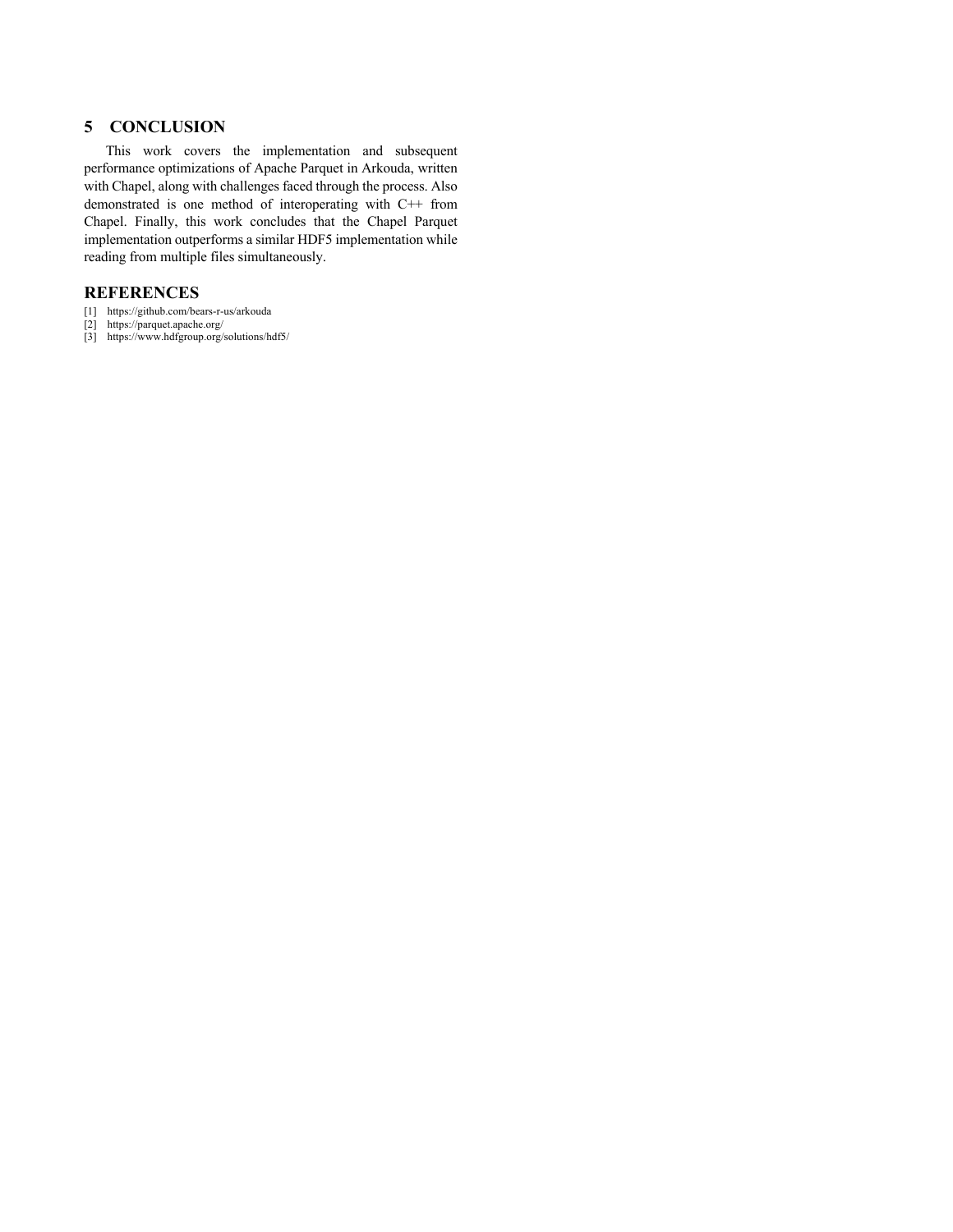## 5 CONCLUSION

This work covers the implementation and subsequent performance optimizations of Apache Parquet in Arkouda, written with Chapel, along with challenges faced through the process. Also demonstrated is one method of interoperating with C++ from Chapel. Finally, this work concludes that the Chapel Parquet implementation outperforms a similar HDF5 implementation while reading from multiple files simultaneously.

## REFERENCES

[1] https://github.com/bears-r-us/arkouda
[2] https://parquet.apache.org/
[3] https://www.hdfgroup.org/solutions/hdf5/